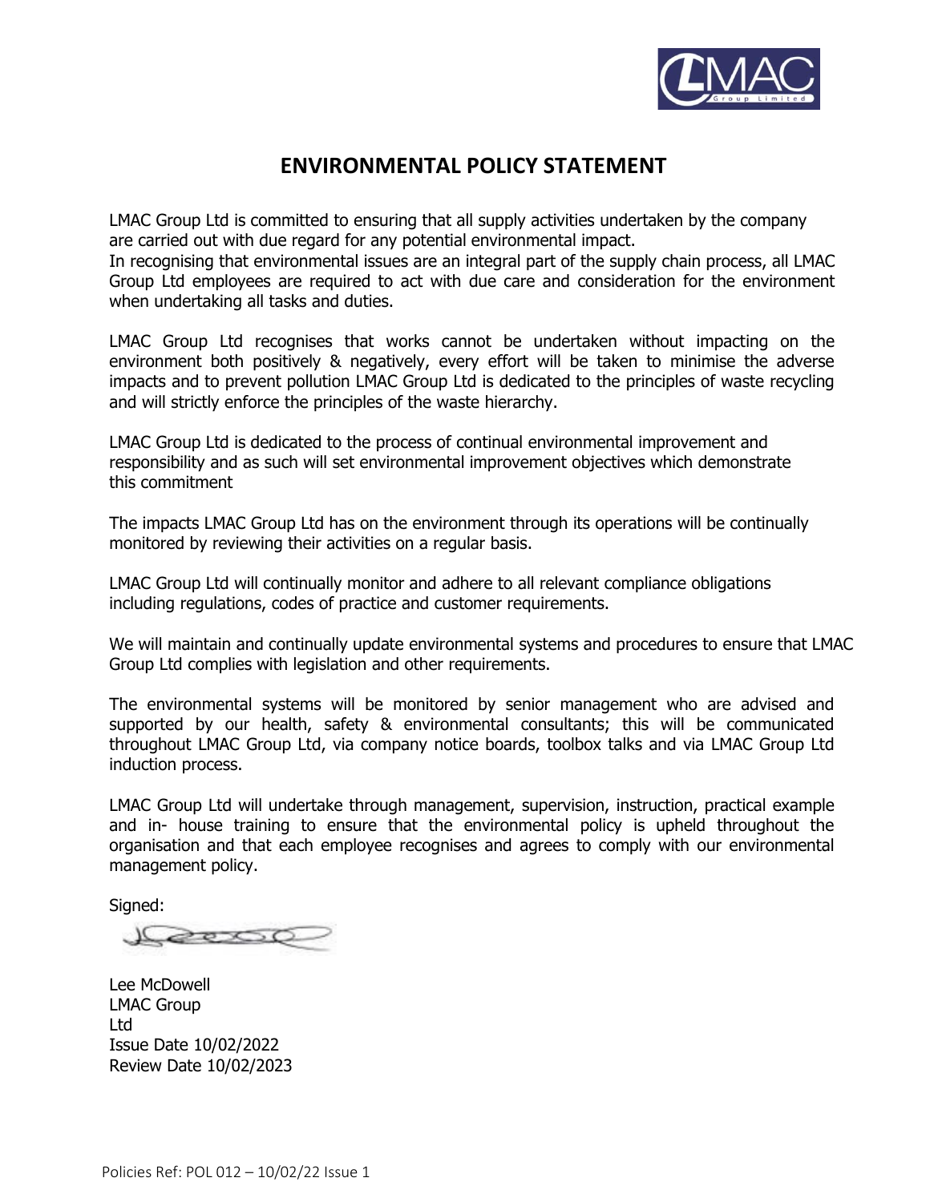# ENVIRONMENTAL POLICY STATEMENT

LMAC Group Ltd is committed to ensuring that all supply activities undertaken by the company are carried out with due regard for any potential environmental impact.
In recognising that environmental issues are an integral part of the supply chain process, all LMAC Group Ltd employees are required to act with due care and consideration for the environment when undertaking all tasks and duties.

LMAC Group Ltd recognises that works cannot be undertaken without impacting on the environment both positively & negatively, every effort will be taken to minimise the adverse impacts and to prevent pollution LMAC Group Ltd is dedicated to the principles of waste recycling and will strictly enforce the principles of the waste hierarchy.

LMAC Group Ltd is dedicated to the process of continual environmental improvement and responsibility and as such will set environmental improvement objectives which demonstrate this commitment

The impacts LMAC Group Ltd has on the environment through its operations will be continually monitored by reviewing their activities on a regular basis.

LMAC Group Ltd will continually monitor and adhere to all relevant compliance obligations including regulations, codes of practice and customer requirements.

We will maintain and continually update environmental systems and procedures to ensure that LMAC Group Ltd complies with legislation and other requirements.

The environmental systems will be monitored by senior management who are advised and supported by our health, safety & environmental consultants; this will be communicated throughout LMAC Group Ltd, via company notice boards, toolbox talks and via LMAC Group Ltd induction process.

LMAC Group Ltd will undertake through management, supervision, instruction, practical example and in- house training to ensure that the environmental policy is upheld throughout the organisation and that each employee recognises and agrees to comply with our environmental management policy.

Signed:

Lee McDowell
LMAC Group
Ltd
Issue Date 10/02/2022
Review Date 10/02/2023

Policies Ref: POL 012 – 10/02/22 Issue 1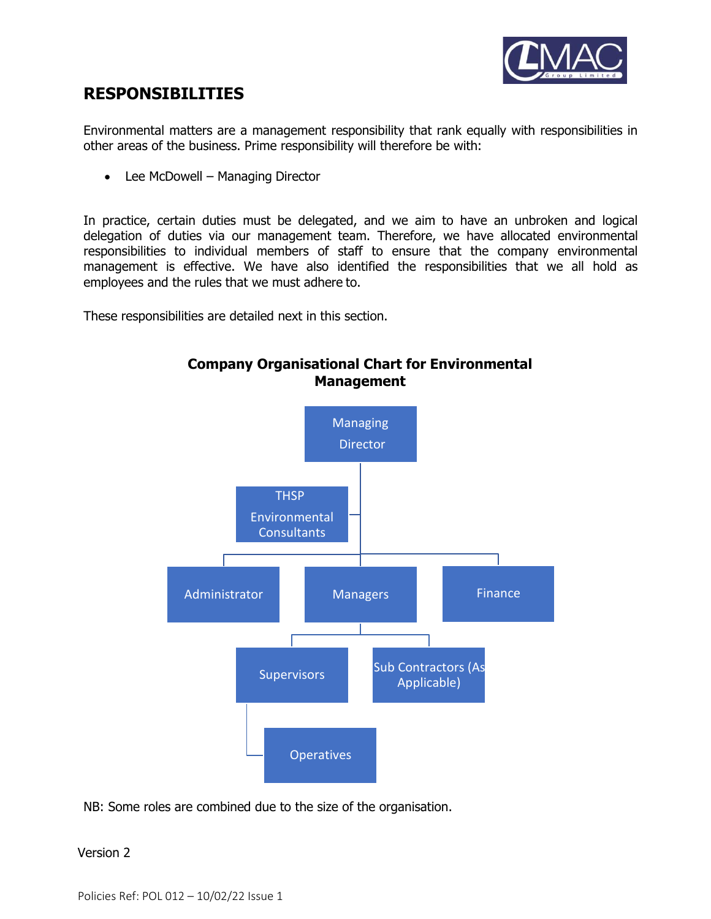# RESPONSIBILITIES

Environmental matters are a management responsibility that rank equally with responsibilities in other areas of the business. Prime responsibility will therefore be with:

- Lee McDowell – Managing Director

In practice, certain duties must be delegated, and we aim to have an unbroken and logical delegation of duties via our management team. Therefore, we have allocated environmental responsibilities to individual members of staff to ensure that the company environmental management is effective. We have also identified the responsibilities that we all hold as employees and the rules that we must adhere to.

These responsibilities are detailed next in this section.

## Company Organisational Chart for Environmental Management

- Managing Director
  - THSP Environmental Consultants
  - Administrator
  - Managers
    - Supervisors
      - Operatives
    - Sub Contractors (As Applicable)
  - Finance

NB: Some roles are combined due to the size of the organisation.

Version 2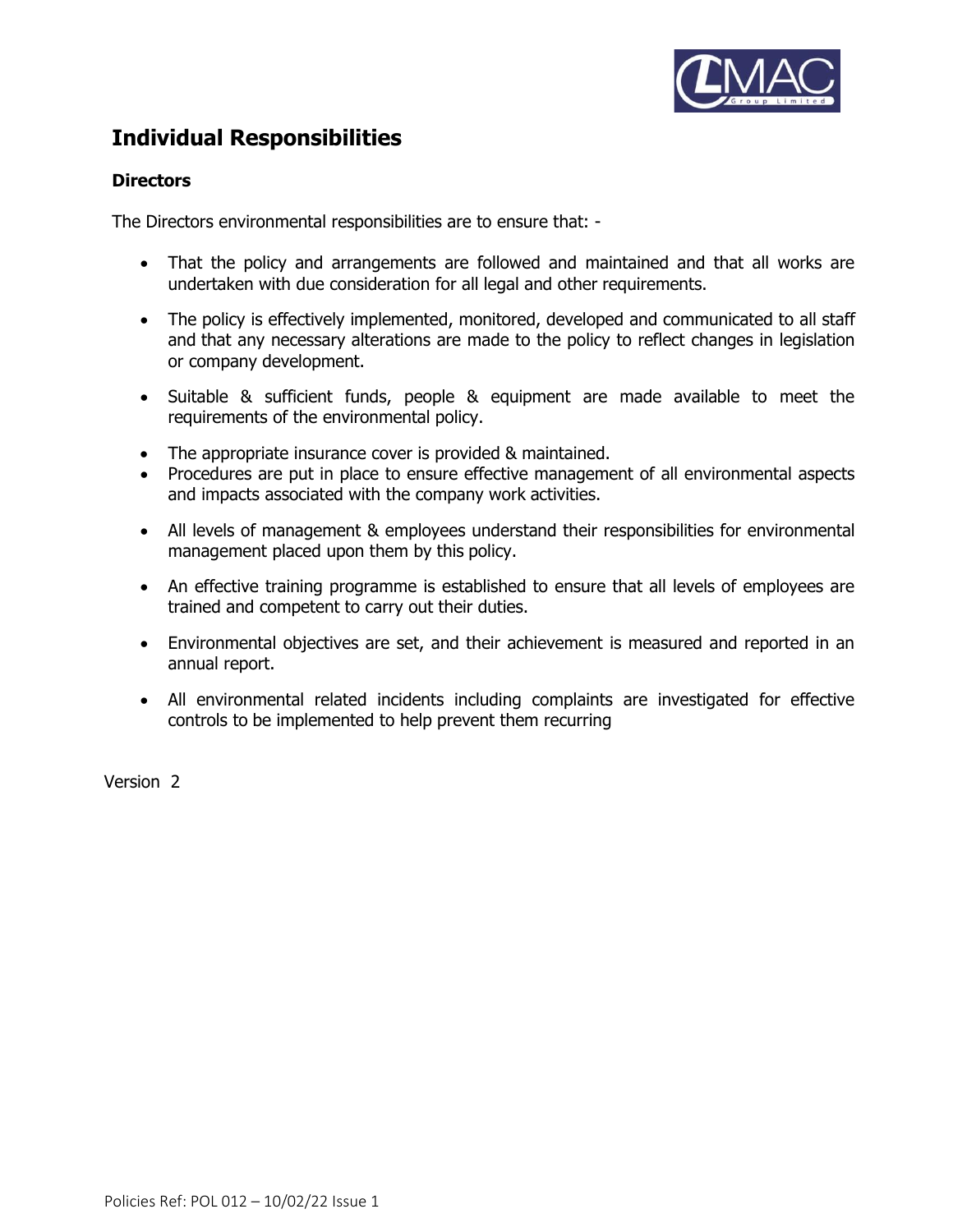## Individual Responsibilities

### Directors

The Directors environmental responsibilities are to ensure that: -

- That the policy and arrangements are followed and maintained and that all works are undertaken with due consideration for all legal and other requirements.
- The policy is effectively implemented, monitored, developed and communicated to all staff and that any necessary alterations are made to the policy to reflect changes in legislation or company development.
- Suitable & sufficient funds, people & equipment are made available to meet the requirements of the environmental policy.
- The appropriate insurance cover is provided & maintained.
- Procedures are put in place to ensure effective management of all environmental aspects and impacts associated with the company work activities.
- All levels of management & employees understand their responsibilities for environmental management placed upon them by this policy.
- An effective training programme is established to ensure that all levels of employees are trained and competent to carry out their duties.
- Environmental objectives are set, and their achievement is measured and reported in an annual report.
- All environmental related incidents including complaints are investigated for effective controls to be implemented to help prevent them recurring

Version 2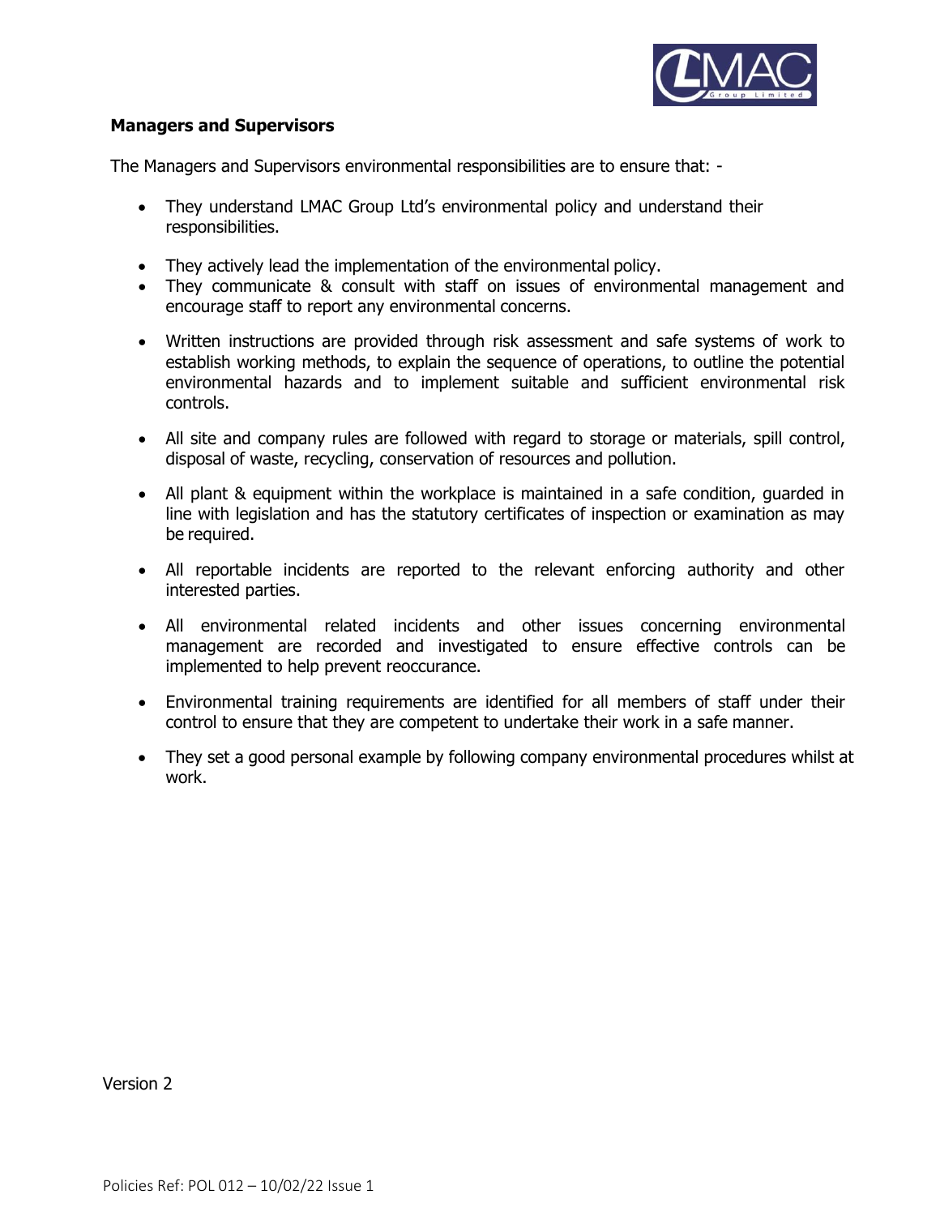**Managers and Supervisors**

The Managers and Supervisors environmental responsibilities are to ensure that: -

- They understand LMAC Group Ltd's environmental policy and understand their responsibilities.
- They actively lead the implementation of the environmental policy.
- They communicate & consult with staff on issues of environmental management and encourage staff to report any environmental concerns.
- Written instructions are provided through risk assessment and safe systems of work to establish working methods, to explain the sequence of operations, to outline the potential environmental hazards and to implement suitable and sufficient environmental risk controls.
- All site and company rules are followed with regard to storage or materials, spill control, disposal of waste, recycling, conservation of resources and pollution.
- All plant & equipment within the workplace is maintained in a safe condition, guarded in line with legislation and has the statutory certificates of inspection or examination as may be required.
- All reportable incidents are reported to the relevant enforcing authority and other interested parties.
- All environmental related incidents and other issues concerning environmental management are recorded and investigated to ensure effective controls can be implemented to help prevent reoccurance.
- Environmental training requirements are identified for all members of staff under their control to ensure that they are competent to undertake their work in a safe manner.
- They set a good personal example by following company environmental procedures whilst at work.

Version 2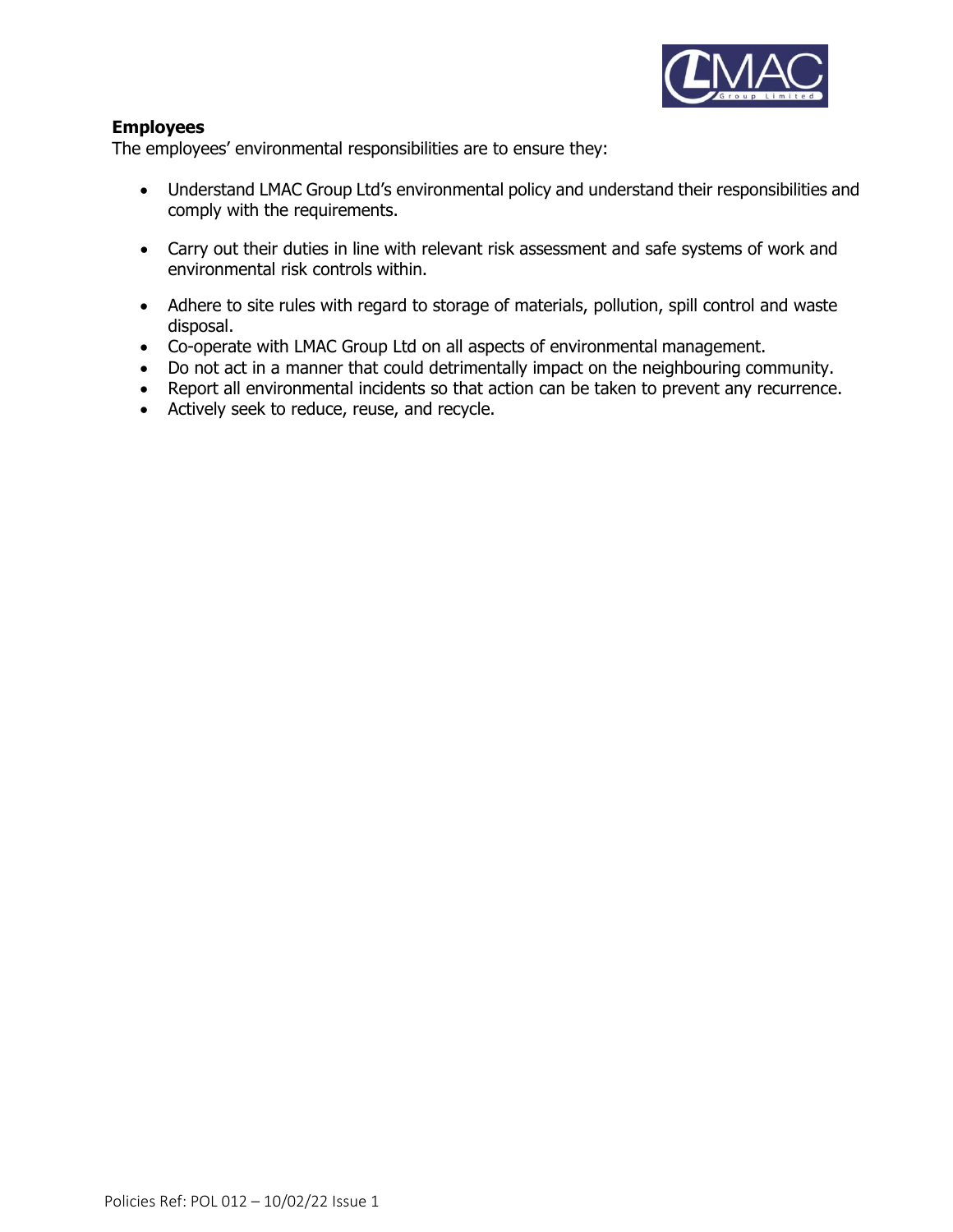**Employees**

The employees' environmental responsibilities are to ensure they:

- Understand LMAC Group Ltd's environmental policy and understand their responsibilities and comply with the requirements.

- Carry out their duties in line with relevant risk assessment and safe systems of work and environmental risk controls within.

- Adhere to site rules with regard to storage of materials, pollution, spill control and waste disposal.
- Co-operate with LMAC Group Ltd on all aspects of environmental management.
- Do not act in a manner that could detrimentally impact on the neighbouring community.
- Report all environmental incidents so that action can be taken to prevent any recurrence.
- Actively seek to reduce, reuse, and recycle.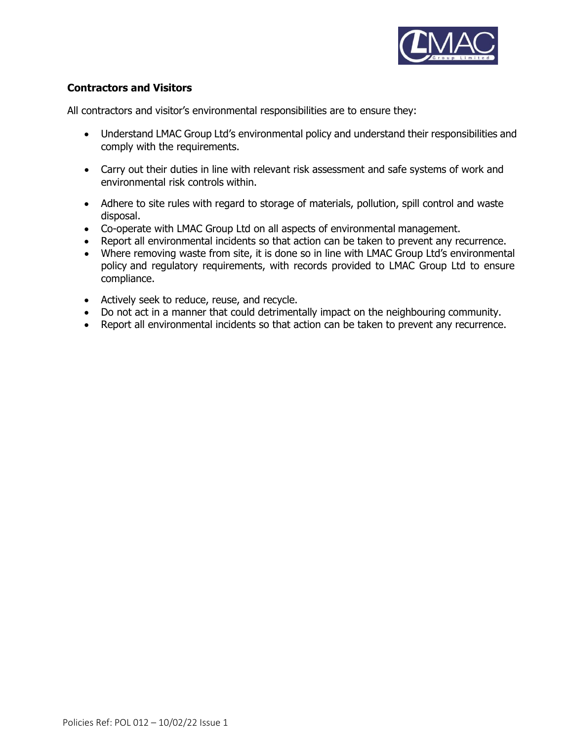**Contractors and Visitors**

All contractors and visitor's environmental responsibilities are to ensure they:

- Understand LMAC Group Ltd's environmental policy and understand their responsibilities and comply with the requirements.
- Carry out their duties in line with relevant risk assessment and safe systems of work and environmental risk controls within.
- Adhere to site rules with regard to storage of materials, pollution, spill control and waste disposal.
- Co-operate with LMAC Group Ltd on all aspects of environmental management.
- Report all environmental incidents so that action can be taken to prevent any recurrence.
- Where removing waste from site, it is done so in line with LMAC Group Ltd's environmental policy and regulatory requirements, with records provided to LMAC Group Ltd to ensure compliance.
- Actively seek to reduce, reuse, and recycle.
- Do not act in a manner that could detrimentally impact on the neighbouring community.
- Report all environmental incidents so that action can be taken to prevent any recurrence.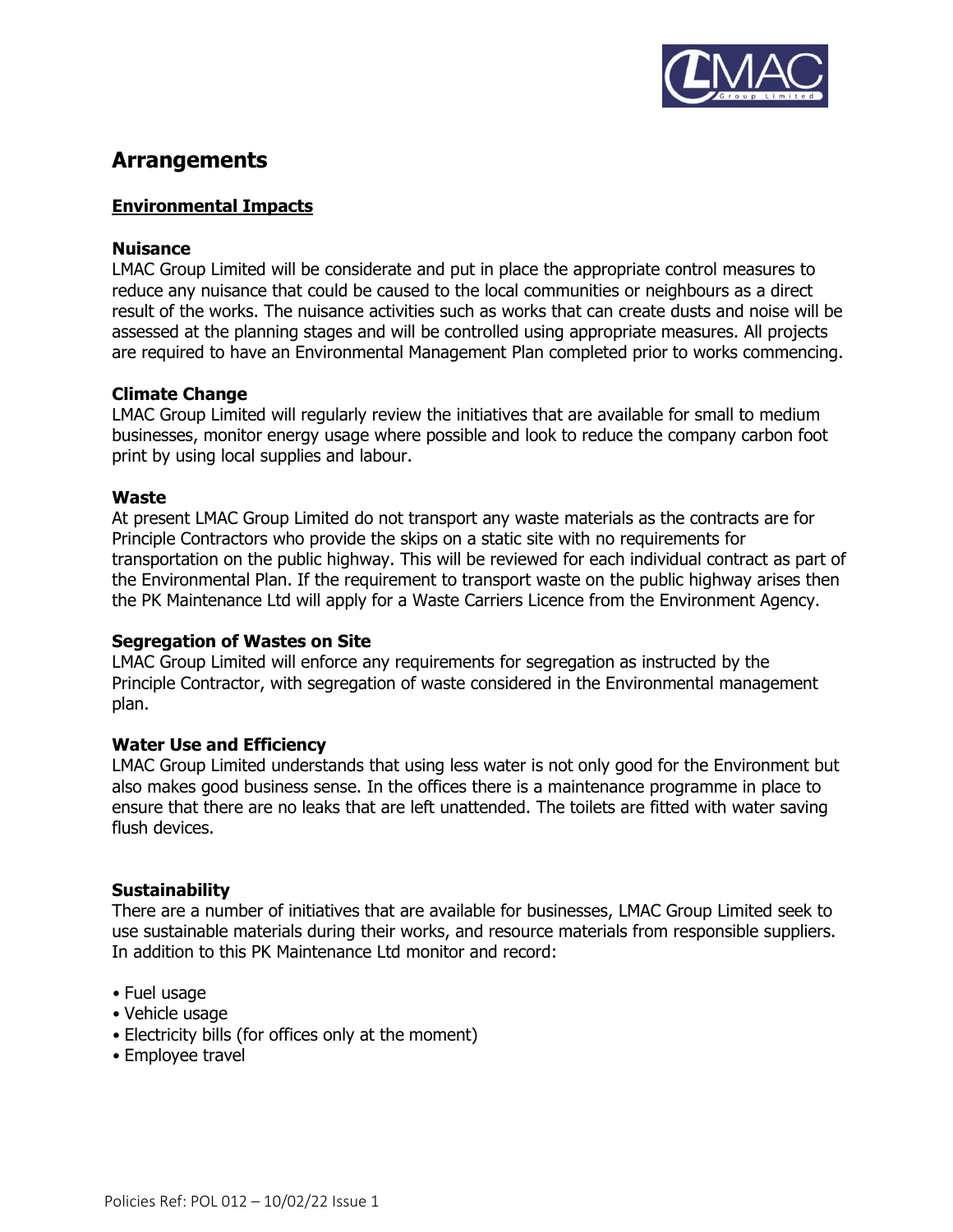# Arrangements

## Environmental Impacts

### Nuisance

LMAC Group Limited will be considerate and put in place the appropriate control measures to reduce any nuisance that could be caused to the local communities or neighbours as a direct result of the works. The nuisance activities such as works that can create dusts and noise will be assessed at the planning stages and will be controlled using appropriate measures. All projects are required to have an Environmental Management Plan completed prior to works commencing.

### Climate Change

LMAC Group Limited will regularly review the initiatives that are available for small to medium businesses, monitor energy usage where possible and look to reduce the company carbon foot print by using local supplies and labour.

### Waste

At present LMAC Group Limited do not transport any waste materials as the contracts are for Principle Contractors who provide the skips on a static site with no requirements for transportation on the public highway. This will be reviewed for each individual contract as part of the Environmental Plan. If the requirement to transport waste on the public highway arises then the PK Maintenance Ltd will apply for a Waste Carriers Licence from the Environment Agency.

### Segregation of Wastes on Site

LMAC Group Limited will enforce any requirements for segregation as instructed by the Principle Contractor, with segregation of waste considered in the Environmental management plan.

### Water Use and Efficiency

LMAC Group Limited understands that using less water is not only good for the Environment but also makes good business sense. In the offices there is a maintenance programme in place to ensure that there are no leaks that are left unattended. The toilets are fitted with water saving flush devices.

### Sustainability

There are a number of initiatives that are available for businesses, LMAC Group Limited seek to use sustainable materials during their works, and resource materials from responsible suppliers. In addition to this PK Maintenance Ltd monitor and record:

- Fuel usage
- Vehicle usage
- Electricity bills (for offices only at the moment)
- Employee travel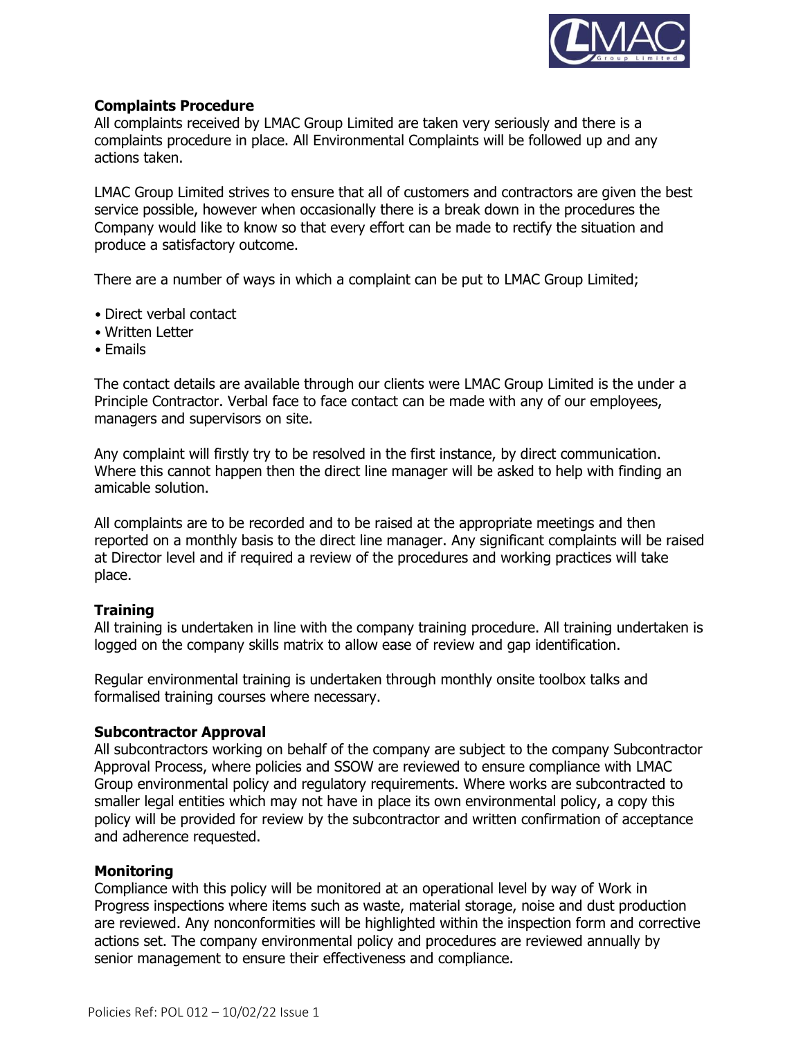**Complaints Procedure**
All complaints received by LMAC Group Limited are taken very seriously and there is a complaints procedure in place. All Environmental Complaints will be followed up and any actions taken.

LMAC Group Limited strives to ensure that all of customers and contractors are given the best service possible, however when occasionally there is a break down in the procedures the Company would like to know so that every effort can be made to rectify the situation and produce a satisfactory outcome.

There are a number of ways in which a complaint can be put to LMAC Group Limited;

- Direct verbal contact
- Written Letter
- Emails

The contact details are available through our clients were LMAC Group Limited is the under a Principle Contractor. Verbal face to face contact can be made with any of our employees, managers and supervisors on site.

Any complaint will firstly try to be resolved in the first instance, by direct communication. Where this cannot happen then the direct line manager will be asked to help with finding an amicable solution.

All complaints are to be recorded and to be raised at the appropriate meetings and then reported on a monthly basis to the direct line manager. Any significant complaints will be raised at Director level and if required a review of the procedures and working practices will take place.

**Training**
All training is undertaken in line with the company training procedure. All training undertaken is logged on the company skills matrix to allow ease of review and gap identification.

Regular environmental training is undertaken through monthly onsite toolbox talks and formalised training courses where necessary.

**Subcontractor Approval**
All subcontractors working on behalf of the company are subject to the company Subcontractor Approval Process, where policies and SSOW are reviewed to ensure compliance with LMAC Group environmental policy and regulatory requirements. Where works are subcontracted to smaller legal entities which may not have in place its own environmental policy, a copy this policy will be provided for review by the subcontractor and written confirmation of acceptance and adherence requested.

**Monitoring**
Compliance with this policy will be monitored at an operational level by way of Work in Progress inspections where items such as waste, material storage, noise and dust production are reviewed. Any nonconformities will be highlighted within the inspection form and corrective actions set. The company environmental policy and procedures are reviewed annually by senior management to ensure their effectiveness and compliance.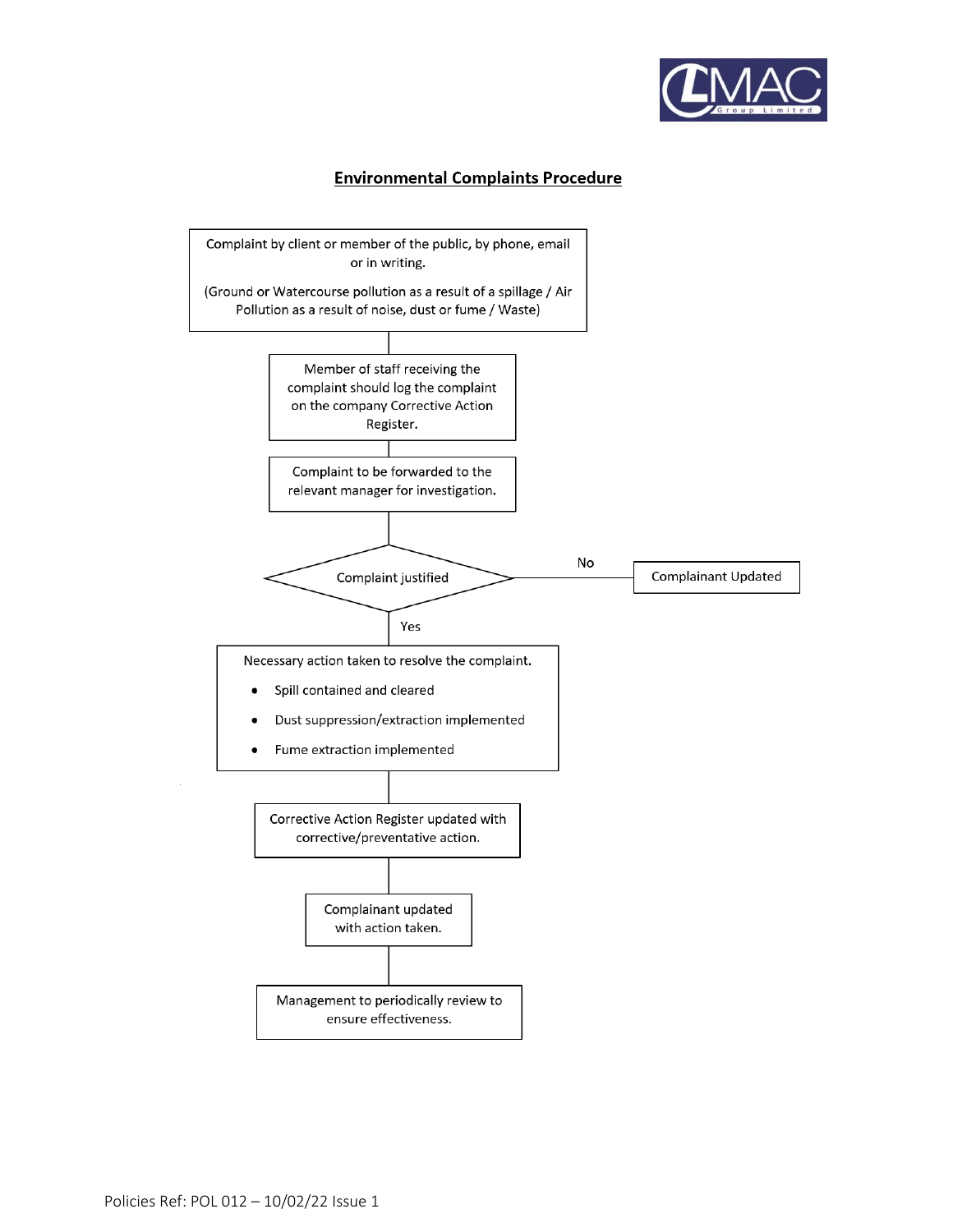## Environmental Complaints Procedure

Complaint by client or member of the public, by phone, email or in writing.

(Ground or Watercourse pollution as a result of a spillage / Air Pollution as a result of noise, dust or fume / Waste)

Member of staff receiving the complaint should log the complaint on the company Corrective Action Register.

Complaint to be forwarded to the relevant manager for investigation.

Complaint justified

No

Complainant Updated

Yes

Necessary action taken to resolve the complaint.

- Spill contained and cleared
- Dust suppression/extraction implemented
- Fume extraction implemented

Corrective Action Register updated with corrective/preventative action.

Complainant updated with action taken.

Management to periodically review to ensure effectiveness.

Policies Ref: POL 012 – 10/02/22 Issue 1